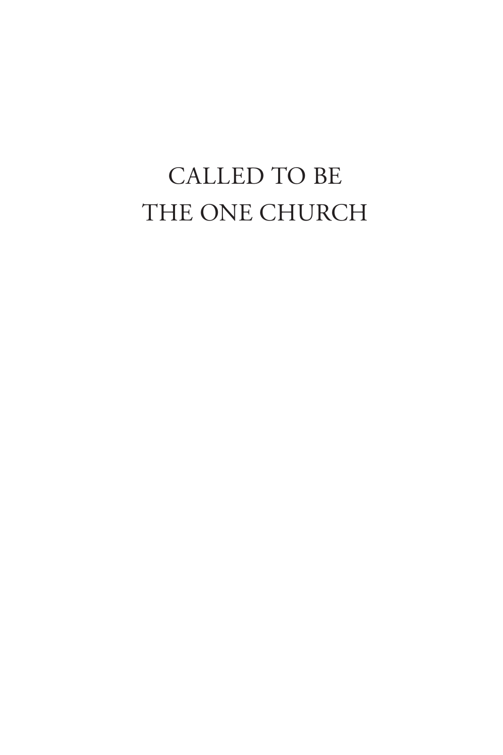# CALLED TO BE THE ONE CHURCH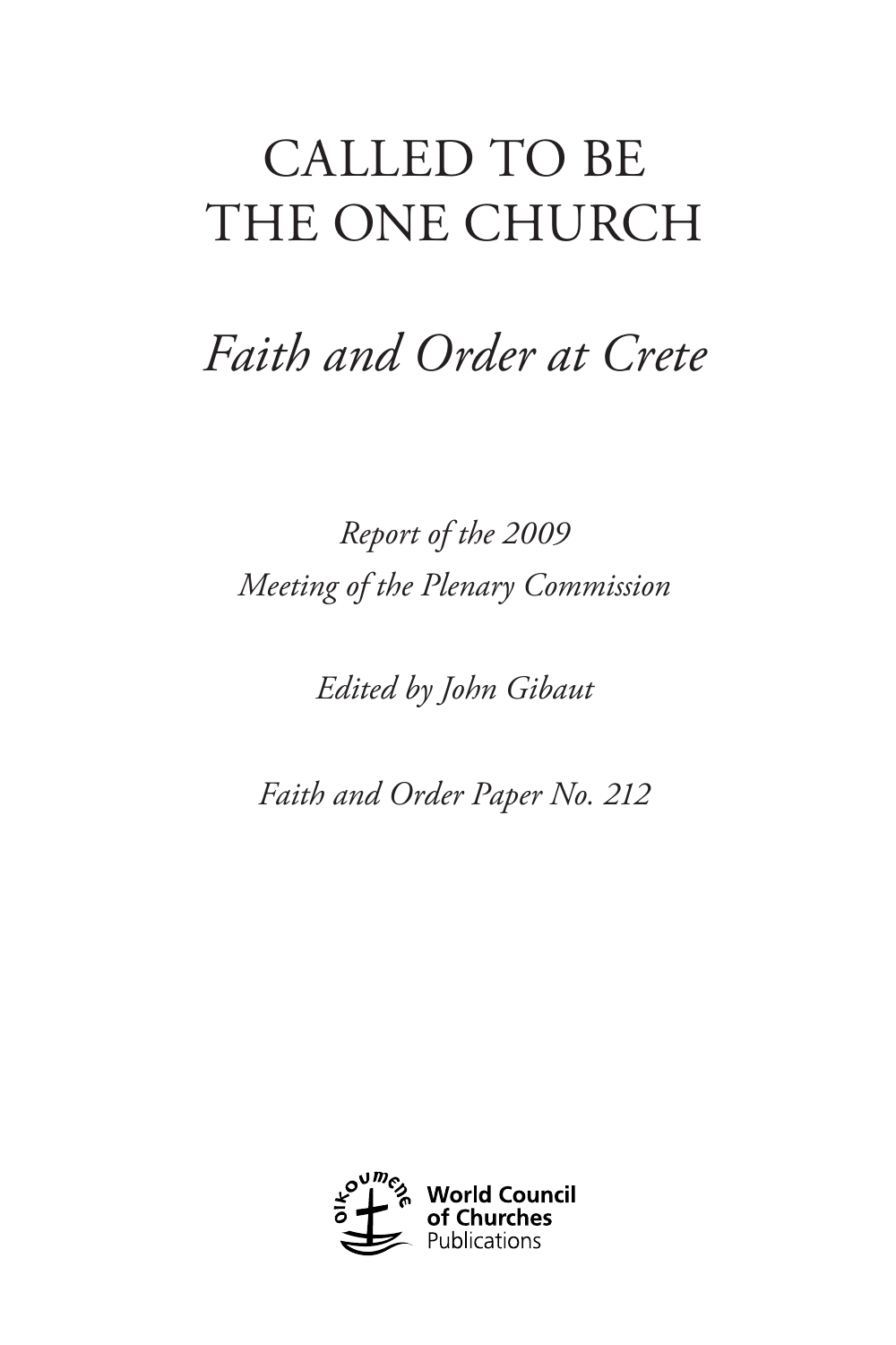# CALLED TO BE THE ONE CHURCH

## *Faith and Order at Crete*

*Report of the 2009*
*Meeting of the Plenary Commission*

*Edited by John Gibaut*

*Faith and Order Paper No. 212*

oikoumene

**World Council of Churches**
Publications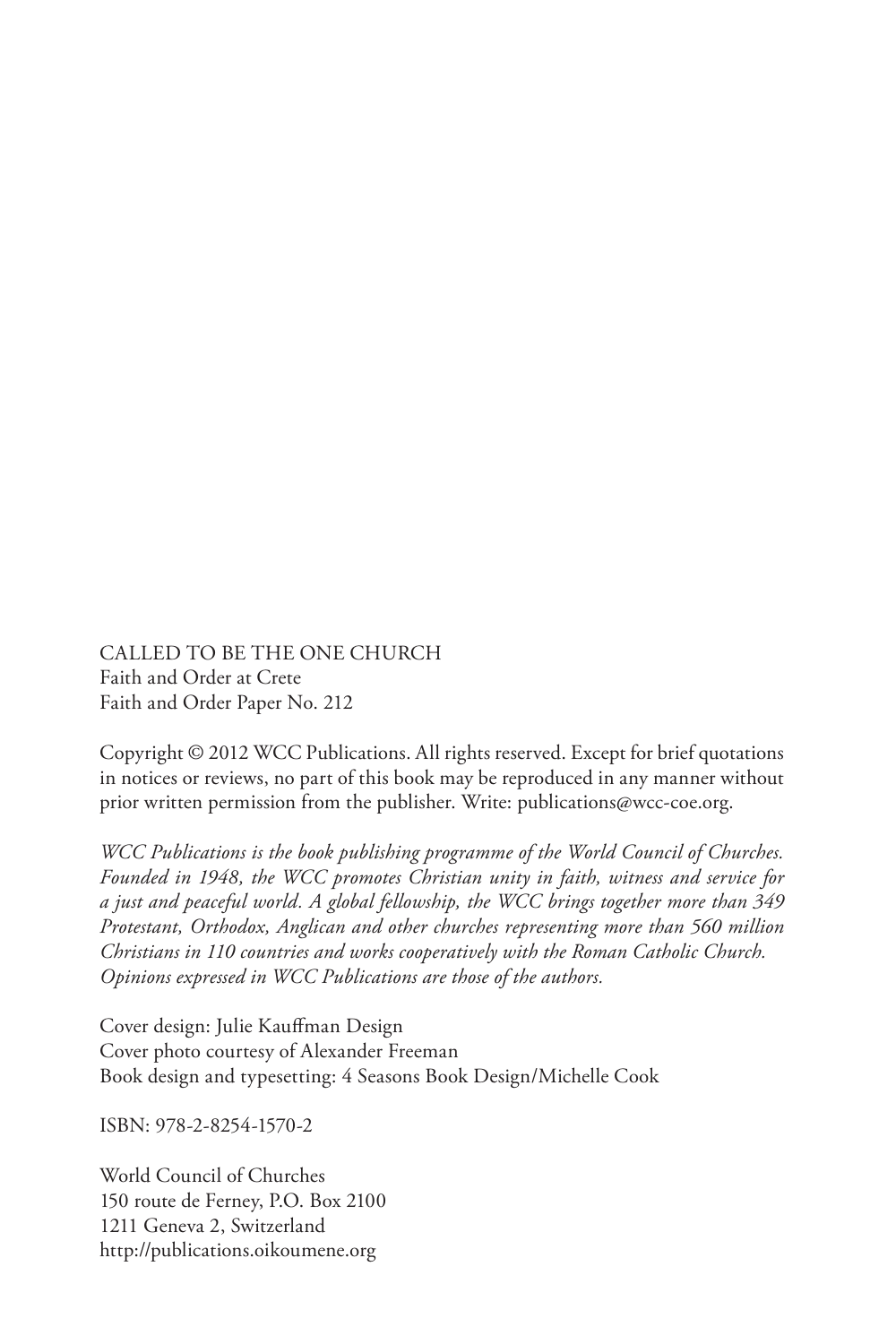CALLED TO BE THE ONE CHURCH
Faith and Order at Crete
Faith and Order Paper No. 212

Copyright © 2012 WCC Publications. All rights reserved. Except for brief quotations in notices or reviews, no part of this book may be reproduced in any manner without prior written permission from the publisher. Write: publications@wcc-coe.org.

*WCC Publications is the book publishing programme of the World Council of Churches. Founded in 1948, the WCC promotes Christian unity in faith, witness and service for a just and peaceful world. A global fellowship, the WCC brings together more than 349 Protestant, Orthodox, Anglican and other churches representing more than 560 million Christians in 110 countries and works cooperatively with the Roman Catholic Church. Opinions expressed in WCC Publications are those of the authors.*

Cover design: Julie Kauffman Design
Cover photo courtesy of Alexander Freeman
Book design and typesetting: 4 Seasons Book Design/Michelle Cook

ISBN: 978-2-8254-1570-2

World Council of Churches
150 route de Ferney, P.O. Box 2100
1211 Geneva 2, Switzerland
http://publications.oikoumene.org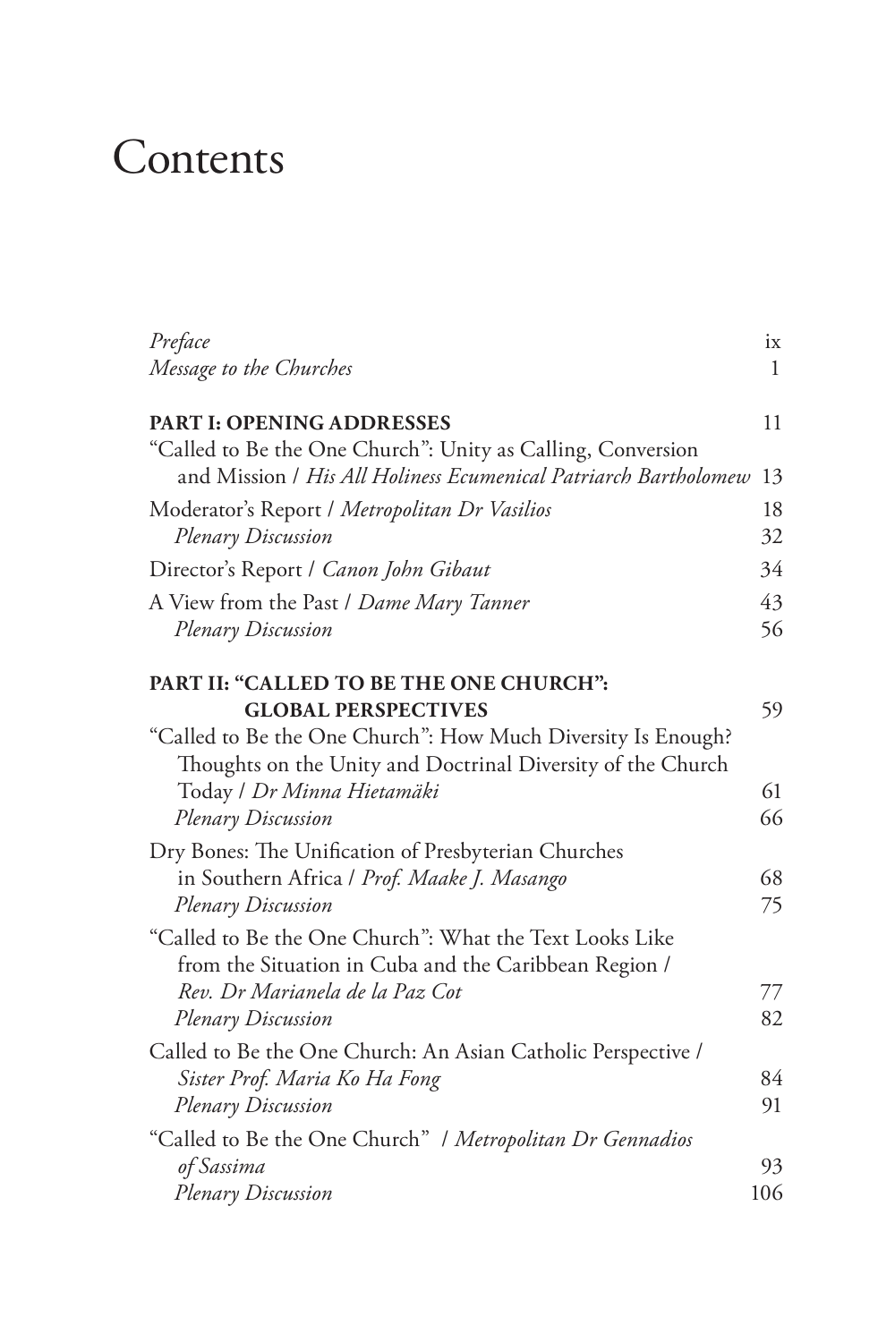# Contents

*Preface* ix

*Message to the Churches* 1

**PART I: OPENING ADDRESSES** 11

"Called to Be the One Church": Unity as Calling, Conversion and Mission / *His All Holiness Ecumenical Patriarch Bartholomew* 13

Moderator's Report / *Metropolitan Dr Vasilios* 18

*Plenary Discussion* 32

Director's Report / *Canon John Gibaut* 34

A View from the Past / *Dame Mary Tanner* 43

*Plenary Discussion* 56

**PART II: "CALLED TO BE THE ONE CHURCH": GLOBAL PERSPECTIVES** 59

"Called to Be the One Church": How Much Diversity Is Enough? Thoughts on the Unity and Doctrinal Diversity of the Church Today / *Dr Minna Hietamäki* 61

*Plenary Discussion* 66

Dry Bones: The Unification of Presbyterian Churches in Southern Africa / *Prof. Maake J. Masango* 68

*Plenary Discussion* 75

"Called to Be the One Church": What the Text Looks Like from the Situation in Cuba and the Caribbean Region / *Rev. Dr Marianela de la Paz Cot* 77

*Plenary Discussion* 82

Called to Be the One Church: An Asian Catholic Perspective / *Sister Prof. Maria Ko Ha Fong* 84

*Plenary Discussion* 91

"Called to Be the One Church" / *Metropolitan Dr Gennadios of Sassima* 93

*Plenary Discussion* 106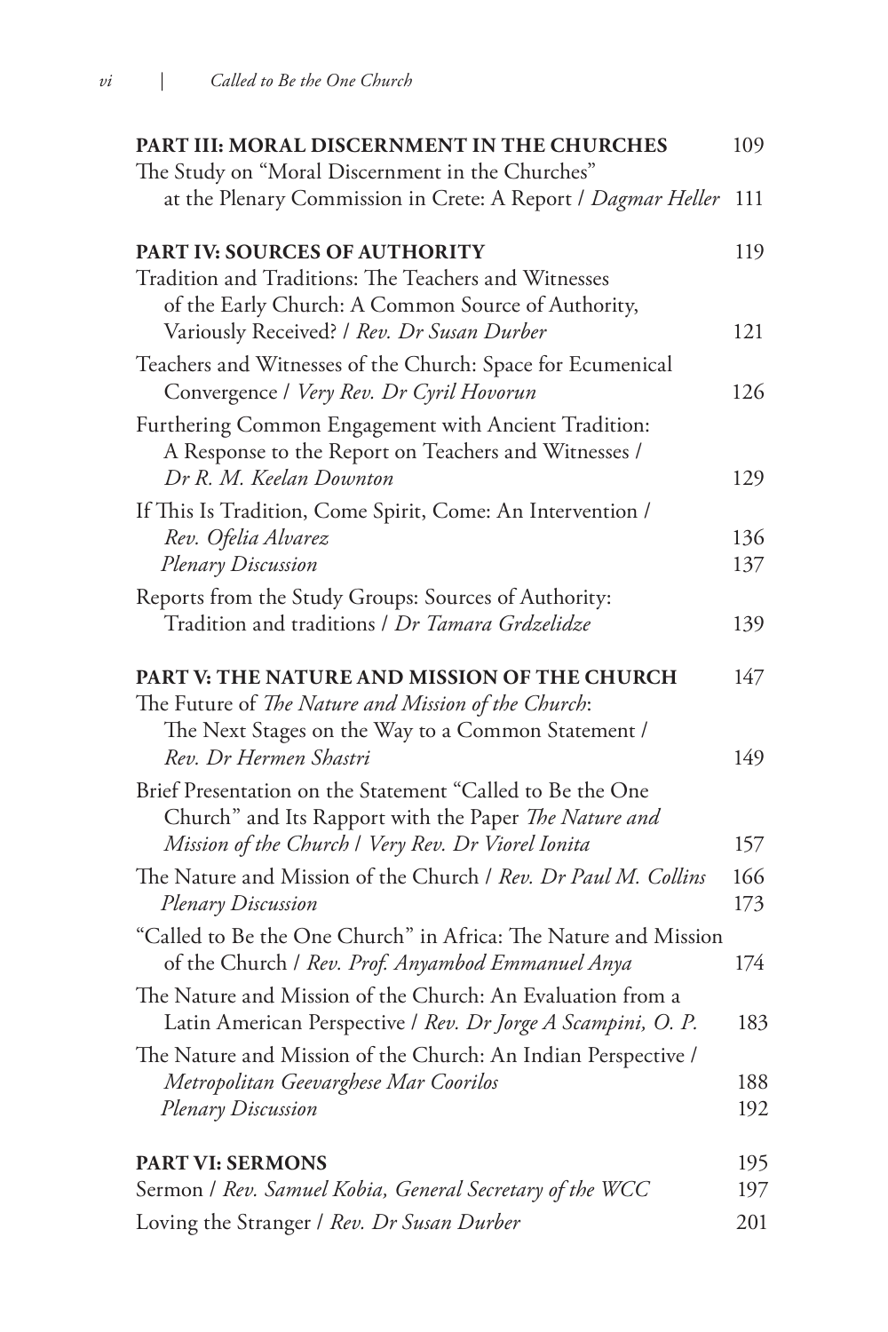**PART III: MORAL DISCERNMENT IN THE CHURCHES** 109

The Study on "Moral Discernment in the Churches" at the Plenary Commission in Crete: A Report / *Dagmar Heller* 111

**PART IV: SOURCES OF AUTHORITY** 119

Tradition and Traditions: The Teachers and Witnesses of the Early Church: A Common Source of Authority, Variously Received? / *Rev. Dr Susan Durber* 121

Teachers and Witnesses of the Church: Space for Ecumenical Convergence / *Very Rev. Dr Cyril Hovorun* 126

Furthering Common Engagement with Ancient Tradition: A Response to the Report on Teachers and Witnesses / *Dr R. M. Keelan Downton* 129

If This Is Tradition, Come Spirit, Come: An Intervention / *Rev. Ofelia Alvarez* 136

*Plenary Discussion* 137

Reports from the Study Groups: Sources of Authority: Tradition and traditions / *Dr Tamara Grdzelidze* 139

**PART V: THE NATURE AND MISSION OF THE CHURCH** 147

The Future of *The Nature and Mission of the Church*: The Next Stages on the Way to a Common Statement / *Rev. Dr Hermen Shastri* 149

Brief Presentation on the Statement "Called to Be the One Church" and Its Rapport with the Paper *The Nature and Mission of the Church* / *Very Rev. Dr Viorel Ionita* 157

The Nature and Mission of the Church / *Rev. Dr Paul M. Collins* 166

*Plenary Discussion* 173

"Called to Be the One Church" in Africa: The Nature and Mission of the Church / *Rev. Prof. Anyambod Emmanuel Anya* 174

The Nature and Mission of the Church: An Evaluation from a Latin American Perspective / *Rev. Dr Jorge A Scampini, O. P.* 183

The Nature and Mission of the Church: An Indian Perspective / *Metropolitan Geevarghese Mar Coorilos* 188

*Plenary Discussion* 192

**PART VI: SERMONS** 195

Sermon / *Rev. Samuel Kobia, General Secretary of the WCC* 197

Loving the Stranger / *Rev. Dr Susan Durber* 201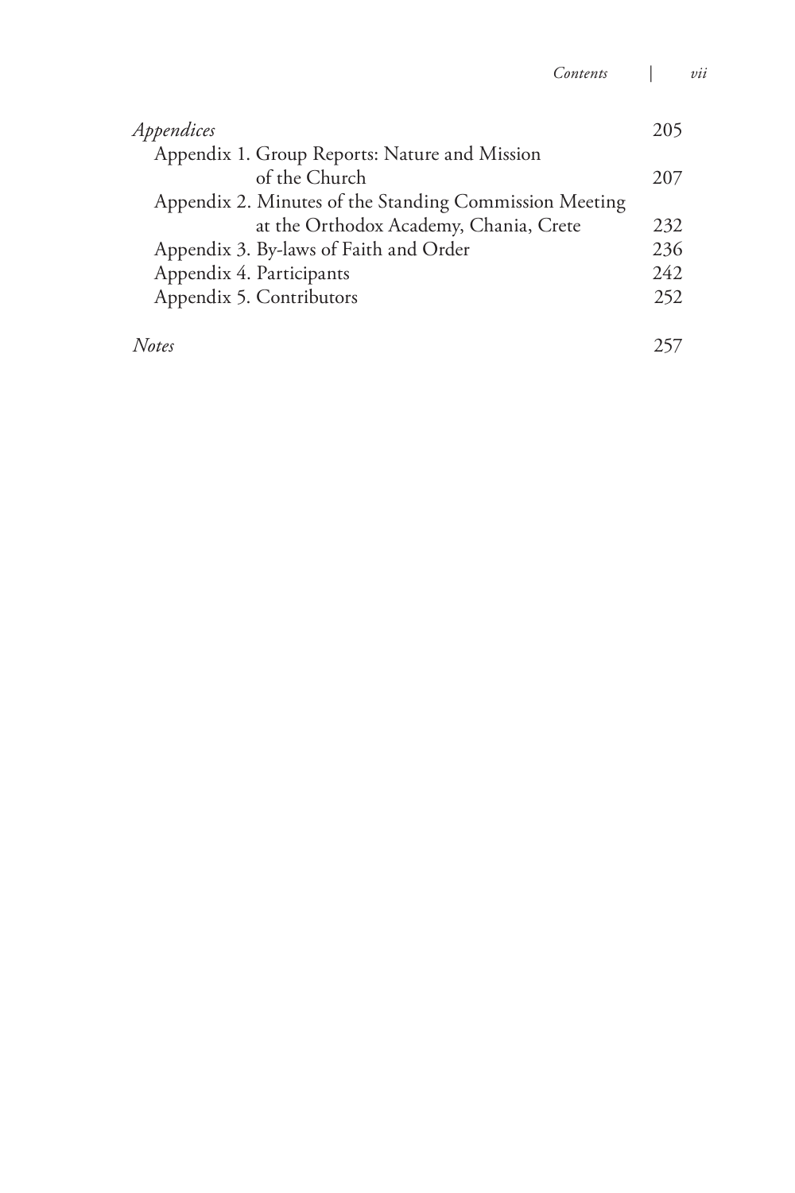*Appendices* 205

Appendix 1. Group Reports: Nature and Mission of the Church 207

Appendix 2. Minutes of the Standing Commission Meeting at the Orthodox Academy, Chania, Crete 232

Appendix 3. By-laws of Faith and Order 236

Appendix 4. Participants 242

Appendix 5. Contributors 252

*Notes* 257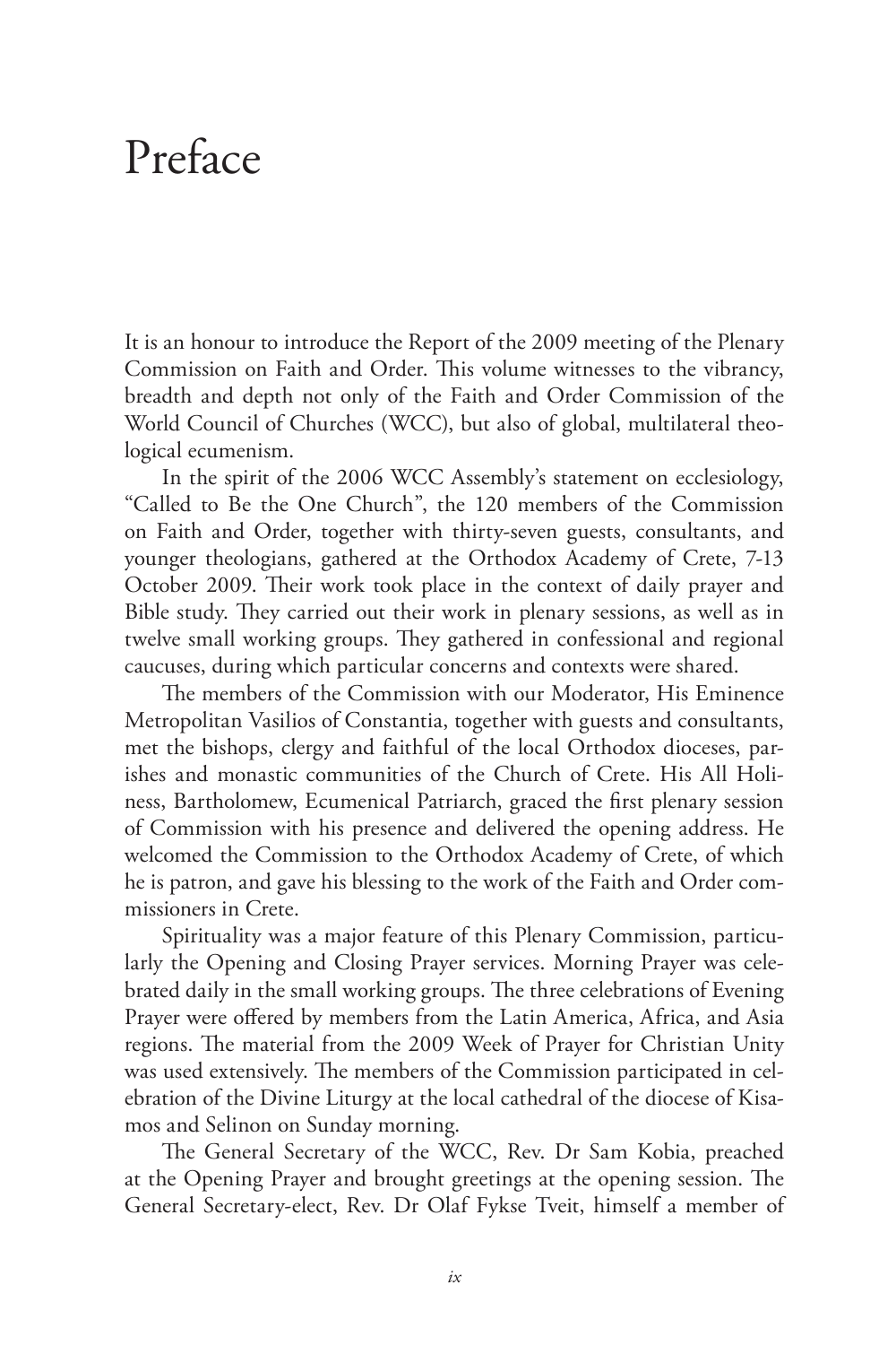# Preface

It is an honour to introduce the Report of the 2009 meeting of the Plenary Commission on Faith and Order. This volume witnesses to the vibrancy, breadth and depth not only of the Faith and Order Commission of the World Council of Churches (WCC), but also of global, multilateral theological ecumenism.

In the spirit of the 2006 WCC Assembly's statement on ecclesiology, "Called to Be the One Church", the 120 members of the Commission on Faith and Order, together with thirty-seven guests, consultants, and younger theologians, gathered at the Orthodox Academy of Crete, 7-13 October 2009. Their work took place in the context of daily prayer and Bible study. They carried out their work in plenary sessions, as well as in twelve small working groups. They gathered in confessional and regional caucuses, during which particular concerns and contexts were shared.

The members of the Commission with our Moderator, His Eminence Metropolitan Vasilios of Constantia, together with guests and consultants, met the bishops, clergy and faithful of the local Orthodox dioceses, parishes and monastic communities of the Church of Crete. His All Holiness, Bartholomew, Ecumenical Patriarch, graced the first plenary session of Commission with his presence and delivered the opening address. He welcomed the Commission to the Orthodox Academy of Crete, of which he is patron, and gave his blessing to the work of the Faith and Order commissioners in Crete.

Spirituality was a major feature of this Plenary Commission, particularly the Opening and Closing Prayer services. Morning Prayer was celebrated daily in the small working groups. The three celebrations of Evening Prayer were offered by members from the Latin America, Africa, and Asia regions. The material from the 2009 Week of Prayer for Christian Unity was used extensively. The members of the Commission participated in celebration of the Divine Liturgy at the local cathedral of the diocese of Kisamos and Selinon on Sunday morning.

The General Secretary of the WCC, Rev. Dr Sam Kobia, preached at the Opening Prayer and brought greetings at the opening session. The General Secretary-elect, Rev. Dr Olaf Fykse Tveit, himself a member of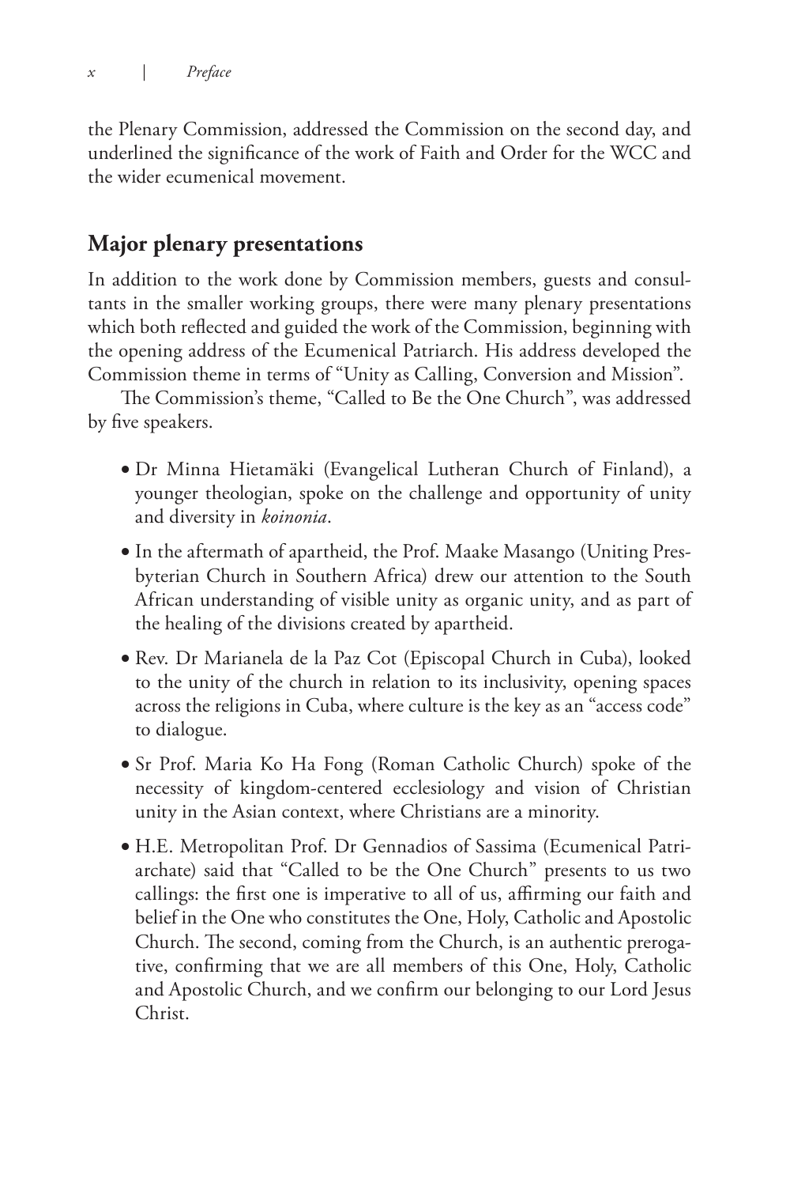the Plenary Commission, addressed the Commission on the second day, and underlined the significance of the work of Faith and Order for the WCC and the wider ecumenical movement.

## Major plenary presentations

In addition to the work done by Commission members, guests and consultants in the smaller working groups, there were many plenary presentations which both reflected and guided the work of the Commission, beginning with the opening address of the Ecumenical Patriarch. His address developed the Commission theme in terms of "Unity as Calling, Conversion and Mission".

The Commission's theme, "Called to Be the One Church", was addressed by five speakers.

- Dr Minna Hietamäki (Evangelical Lutheran Church of Finland), a younger theologian, spoke on the challenge and opportunity of unity and diversity in *koinonia*.
- In the aftermath of apartheid, the Prof. Maake Masango (Uniting Presbyterian Church in Southern Africa) drew our attention to the South African understanding of visible unity as organic unity, and as part of the healing of the divisions created by apartheid.
- Rev. Dr Marianela de la Paz Cot (Episcopal Church in Cuba), looked to the unity of the church in relation to its inclusivity, opening spaces across the religions in Cuba, where culture is the key as an "access code" to dialogue.
- Sr Prof. Maria Ko Ha Fong (Roman Catholic Church) spoke of the necessity of kingdom-centered ecclesiology and vision of Christian unity in the Asian context, where Christians are a minority.
- H.E. Metropolitan Prof. Dr Gennadios of Sassima (Ecumenical Patriarchate) said that "Called to be the One Church" presents to us two callings: the first one is imperative to all of us, affirming our faith and belief in the One who constitutes the One, Holy, Catholic and Apostolic Church. The second, coming from the Church, is an authentic prerogative, confirming that we are all members of this One, Holy, Catholic and Apostolic Church, and we confirm our belonging to our Lord Jesus Christ.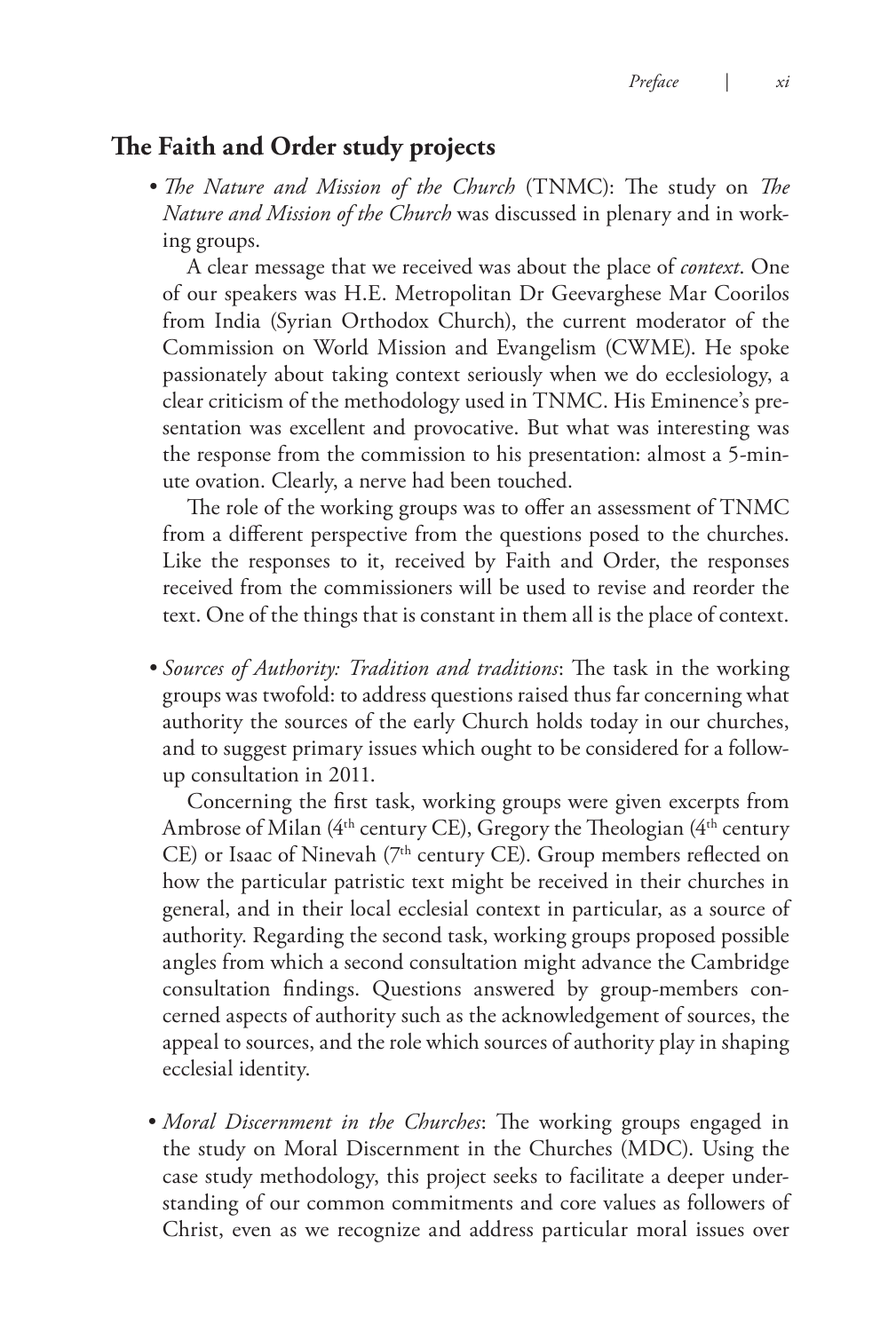## The Faith and Order study projects

- *The Nature and Mission of the Church* (TNMC): The study on *The Nature and Mission of the Church* was discussed in plenary and in working groups.

  A clear message that we received was about the place of *context*. One of our speakers was H.E. Metropolitan Dr Geevarghese Mar Coorilos from India (Syrian Orthodox Church), the current moderator of the Commission on World Mission and Evangelism (CWME). He spoke passionately about taking context seriously when we do ecclesiology, a clear criticism of the methodology used in TNMC. His Eminence's presentation was excellent and provocative. But what was interesting was the response from the commission to his presentation: almost a 5-minute ovation. Clearly, a nerve had been touched.

  The role of the working groups was to offer an assessment of TNMC from a different perspective from the questions posed to the churches. Like the responses to it, received by Faith and Order, the responses received from the commissioners will be used to revise and reorder the text. One of the things that is constant in them all is the place of context.

- *Sources of Authority: Tradition and traditions*: The task in the working groups was twofold: to address questions raised thus far concerning what authority the sources of the early Church holds today in our churches, and to suggest primary issues which ought to be considered for a follow-up consultation in 2011.

  Concerning the first task, working groups were given excerpts from Ambrose of Milan (4th century CE), Gregory the Theologian (4th century CE) or Isaac of Ninevah (7th century CE). Group members reflected on how the particular patristic text might be received in their churches in general, and in their local ecclesial context in particular, as a source of authority. Regarding the second task, working groups proposed possible angles from which a second consultation might advance the Cambridge consultation findings. Questions answered by group-members concerned aspects of authority such as the acknowledgement of sources, the appeal to sources, and the role which sources of authority play in shaping ecclesial identity.

- *Moral Discernment in the Churches*: The working groups engaged in the study on Moral Discernment in the Churches (MDC). Using the case study methodology, this project seeks to facilitate a deeper understanding of our common commitments and core values as followers of Christ, even as we recognize and address particular moral issues over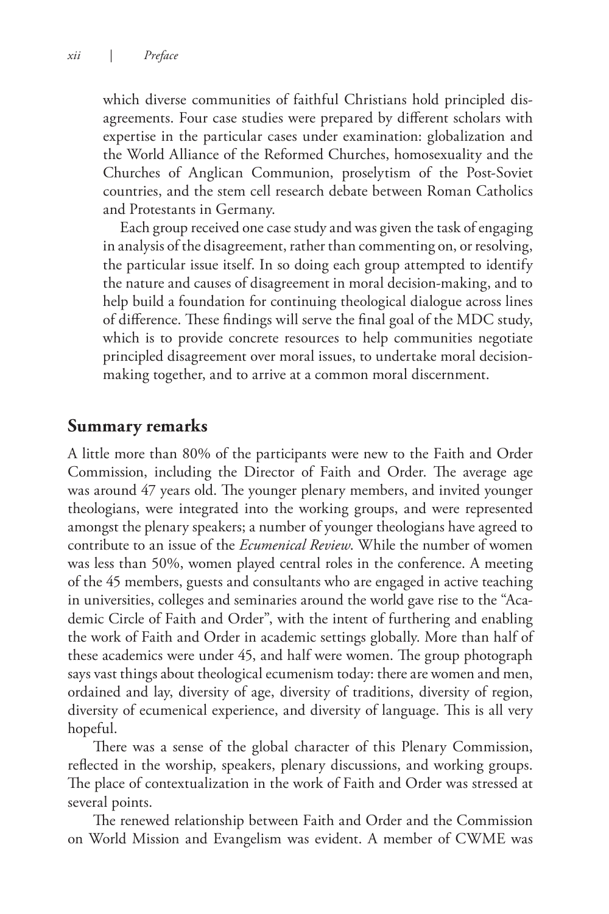which diverse communities of faithful Christians hold principled disagreements. Four case studies were prepared by different scholars with expertise in the particular cases under examination: globalization and the World Alliance of the Reformed Churches, homosexuality and the Churches of Anglican Communion, proselytism of the Post-Soviet countries, and the stem cell research debate between Roman Catholics and Protestants in Germany.

Each group received one case study and was given the task of engaging in analysis of the disagreement, rather than commenting on, or resolving, the particular issue itself. In so doing each group attempted to identify the nature and causes of disagreement in moral decision-making, and to help build a foundation for continuing theological dialogue across lines of difference. These findings will serve the final goal of the MDC study, which is to provide concrete resources to help communities negotiate principled disagreement over moral issues, to undertake moral decision-making together, and to arrive at a common moral discernment.

## Summary remarks

A little more than 80% of the participants were new to the Faith and Order Commission, including the Director of Faith and Order. The average age was around 47 years old. The younger plenary members, and invited younger theologians, were integrated into the working groups, and were represented amongst the plenary speakers; a number of younger theologians have agreed to contribute to an issue of the *Ecumenical Review*. While the number of women was less than 50%, women played central roles in the conference. A meeting of the 45 members, guests and consultants who are engaged in active teaching in universities, colleges and seminaries around the world gave rise to the "Academic Circle of Faith and Order", with the intent of furthering and enabling the work of Faith and Order in academic settings globally. More than half of these academics were under 45, and half were women. The group photograph says vast things about theological ecumenism today: there are women and men, ordained and lay, diversity of age, diversity of traditions, diversity of region, diversity of ecumenical experience, and diversity of language. This is all very hopeful.

There was a sense of the global character of this Plenary Commission, reflected in the worship, speakers, plenary discussions, and working groups. The place of contextualization in the work of Faith and Order was stressed at several points.

The renewed relationship between Faith and Order and the Commission on World Mission and Evangelism was evident. A member of CWME was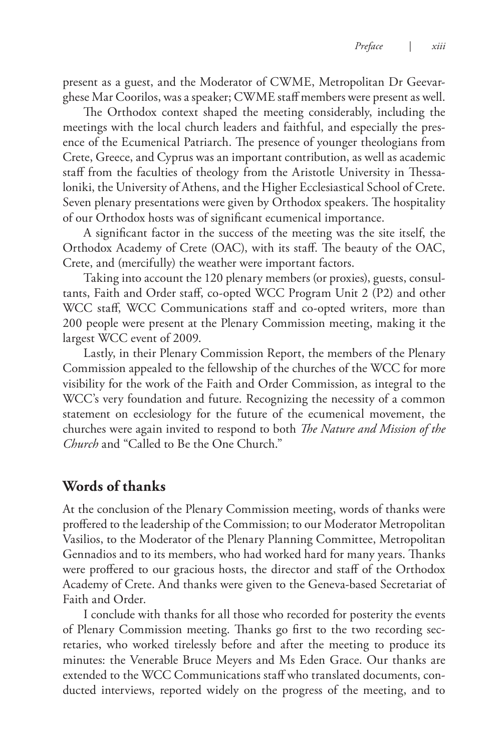present as a guest, and the Moderator of CWME, Metropolitan Dr Geevarghese Mar Coorilos, was a speaker; CWME staff members were present as well.

The Orthodox context shaped the meeting considerably, including the meetings with the local church leaders and faithful, and especially the presence of the Ecumenical Patriarch. The presence of younger theologians from Crete, Greece, and Cyprus was an important contribution, as well as academic staff from the faculties of theology from the Aristotle University in Thessaloniki, the University of Athens, and the Higher Ecclesiastical School of Crete. Seven plenary presentations were given by Orthodox speakers. The hospitality of our Orthodox hosts was of significant ecumenical importance.

A significant factor in the success of the meeting was the site itself, the Orthodox Academy of Crete (OAC), with its staff. The beauty of the OAC, Crete, and (mercifully) the weather were important factors.

Taking into account the 120 plenary members (or proxies), guests, consultants, Faith and Order staff, co-opted WCC Program Unit 2 (P2) and other WCC staff, WCC Communications staff and co-opted writers, more than 200 people were present at the Plenary Commission meeting, making it the largest WCC event of 2009.

Lastly, in their Plenary Commission Report, the members of the Plenary Commission appealed to the fellowship of the churches of the WCC for more visibility for the work of the Faith and Order Commission, as integral to the WCC's very foundation and future. Recognizing the necessity of a common statement on ecclesiology for the future of the ecumenical movement, the churches were again invited to respond to both *The Nature and Mission of the Church* and "Called to Be the One Church."

## Words of thanks

At the conclusion of the Plenary Commission meeting, words of thanks were proffered to the leadership of the Commission; to our Moderator Metropolitan Vasilios, to the Moderator of the Plenary Planning Committee, Metropolitan Gennadios and to its members, who had worked hard for many years. Thanks were proffered to our gracious hosts, the director and staff of the Orthodox Academy of Crete. And thanks were given to the Geneva-based Secretariat of Faith and Order.

I conclude with thanks for all those who recorded for posterity the events of Plenary Commission meeting. Thanks go first to the two recording secretaries, who worked tirelessly before and after the meeting to produce its minutes: the Venerable Bruce Meyers and Ms Eden Grace. Our thanks are extended to the WCC Communications staff who translated documents, conducted interviews, reported widely on the progress of the meeting, and to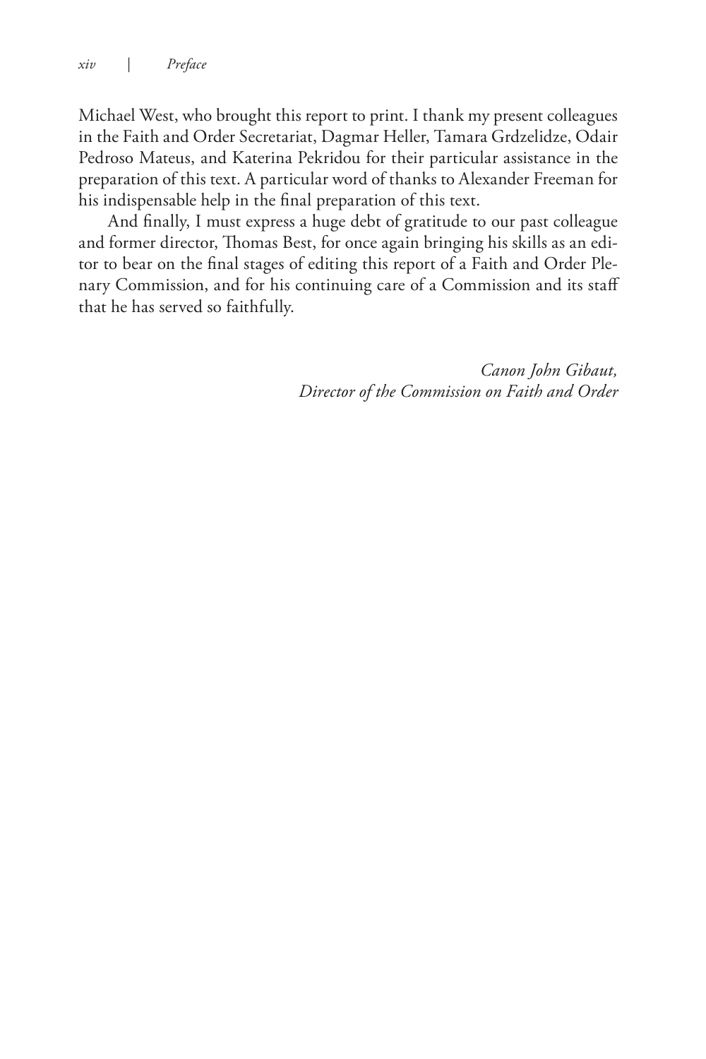Michael West, who brought this report to print. I thank my present colleagues in the Faith and Order Secretariat, Dagmar Heller, Tamara Grdzelidze, Odair Pedroso Mateus, and Katerina Pekridou for their particular assistance in the preparation of this text. A particular word of thanks to Alexander Freeman for his indispensable help in the final preparation of this text.

And finally, I must express a huge debt of gratitude to our past colleague and former director, Thomas Best, for once again bringing his skills as an editor to bear on the final stages of editing this report of a Faith and Order Plenary Commission, and for his continuing care of a Commission and its staff that he has served so faithfully.

*Canon John Gibaut,*
*Director of the Commission on Faith and Order*